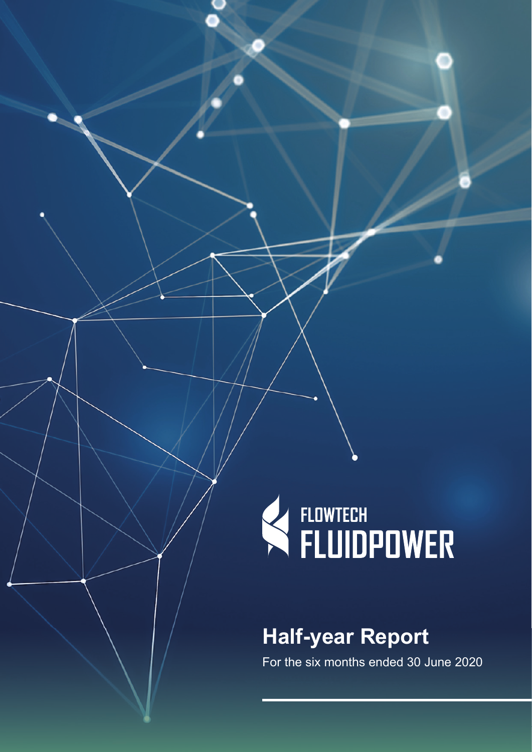FLOWTECH
FLUIDPOWER

# Half-year Report

For the six months ended 30 June 2020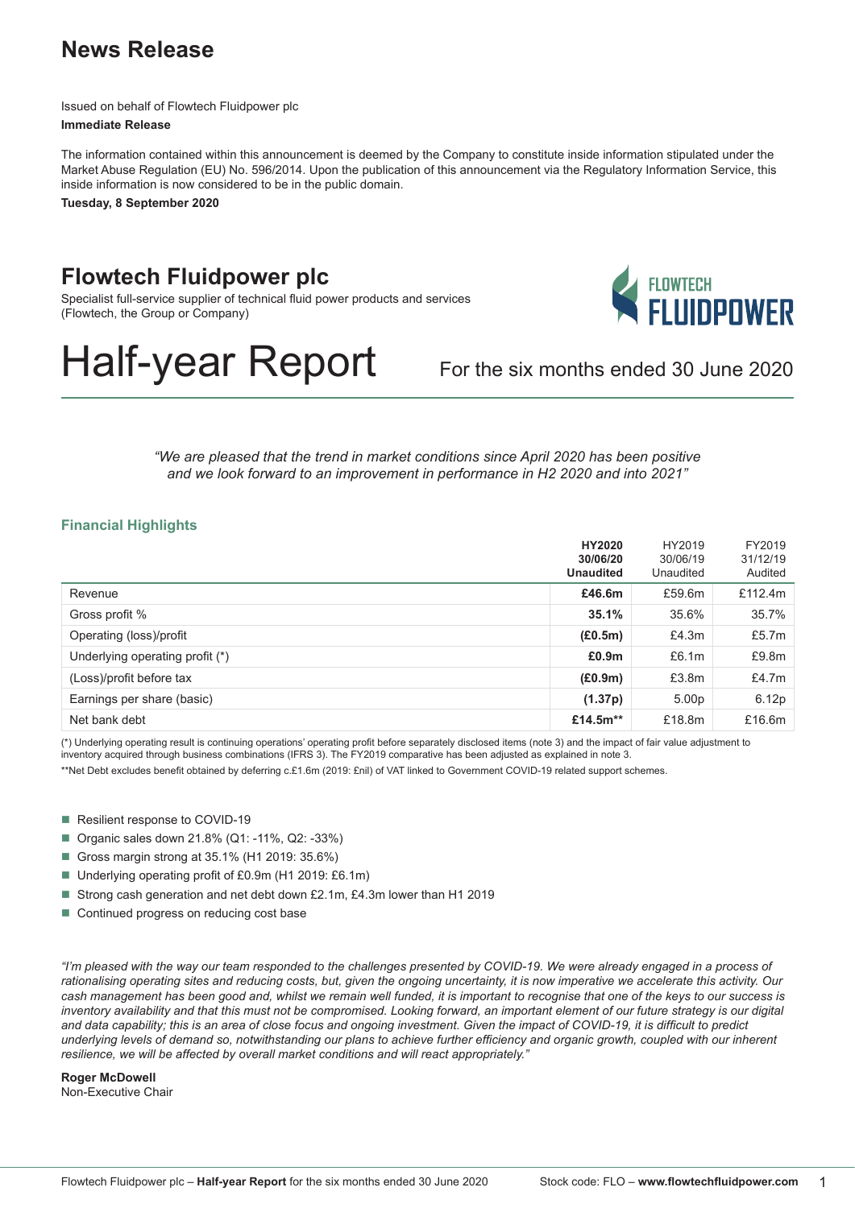# News Release

Issued on behalf of Flowtech Fluidpower plc

**Immediate Release**

The information contained within this announcement is deemed by the Company to constitute inside information stipulated under the Market Abuse Regulation (EU) No. 596/2014. Upon the publication of this announcement via the Regulatory Information Service, this inside information is now considered to be in the public domain.

**Tuesday, 8 September 2020**

## Flowtech Fluidpower plc

Specialist full-service supplier of technical fluid power products and services (Flowtech, the Group or Company)

# Half-year Report

For the six months ended 30 June 2020

*"We are pleased that the trend in market conditions since April 2020 has been positive and we look forward to an improvement in performance in H2 2020 and into 2021"*

### Financial Highlights

| | **HY2020 30/06/20 Unaudited** | HY2019 30/06/19 Unaudited | FY2019 31/12/19 Audited |
|---|---|---|---|
| Revenue | **£46.6m** | £59.6m | £112.4m |
| Gross profit % | **35.1%** | 35.6% | 35.7% |
| Operating (loss)/profit | **(£0.5m)** | £4.3m | £5.7m |
| Underlying operating profit (*) | **£0.9m** | £6.1m | £9.8m |
| (Loss)/profit before tax | **(£0.9m)** | £3.8m | £4.7m |
| Earnings per share (basic) | **(1.37p)** | 5.00p | 6.12p |
| Net bank debt | **£14.5m**** | £18.8m | £16.6m |

(*) Underlying operating result is continuing operations' operating profit before separately disclosed items (note 3) and the impact of fair value adjustment to inventory acquired through business combinations (IFRS 3). The FY2019 comparative has been adjusted as explained in note 3.

**Net Debt excludes benefit obtained by deferring c.£1.6m (2019: £nil) of VAT linked to Government COVID-19 related support schemes.

- Resilient response to COVID-19
- Organic sales down 21.8% (Q1: -11%, Q2: -33%)
- Gross margin strong at 35.1% (H1 2019: 35.6%)
- Underlying operating profit of £0.9m (H1 2019: £6.1m)
- Strong cash generation and net debt down £2.1m, £4.3m lower than H1 2019
- Continued progress on reducing cost base

*"I'm pleased with the way our team responded to the challenges presented by COVID-19. We were already engaged in a process of rationalising operating sites and reducing costs, but, given the ongoing uncertainty, it is now imperative we accelerate this activity. Our cash management has been good and, whilst we remain well funded, it is important to recognise that one of the keys to our success is inventory availability and that this must not be compromised. Looking forward, an important element of our future strategy is our digital and data capability; this is an area of close focus and ongoing investment. Given the impact of COVID-19, it is difficult to predict underlying levels of demand so, notwithstanding our plans to achieve further efficiency and organic growth, coupled with our inherent resilience, we will be affected by overall market conditions and will react appropriately."*

**Roger McDowell**
Non-Executive Chair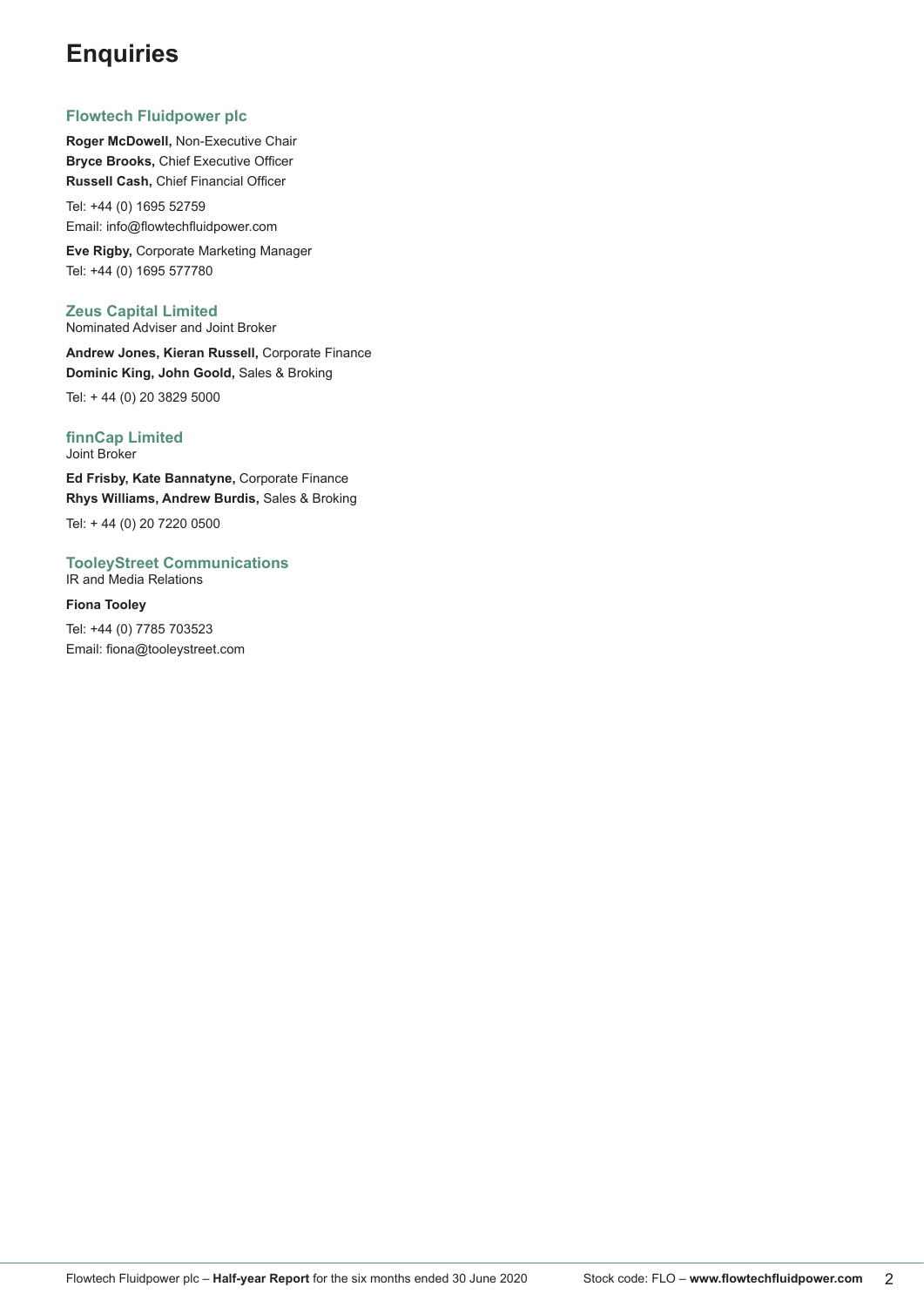# Enquiries

### Flowtech Fluidpower plc

**Roger McDowell,** Non-Executive Chair
**Bryce Brooks,** Chief Executive Officer
**Russell Cash,** Chief Financial Officer

Tel: +44 (0) 1695 52759
Email: info@flowtechfluidpower.com

**Eve Rigby,** Corporate Marketing Manager
Tel: +44 (0) 1695 577780

### Zeus Capital Limited

Nominated Adviser and Joint Broker

**Andrew Jones, Kieran Russell,** Corporate Finance
**Dominic King, John Goold,** Sales & Broking

Tel: + 44 (0) 20 3829 5000

### finnCap Limited

Joint Broker

**Ed Frisby, Kate Bannatyne,** Corporate Finance
**Rhys Williams, Andrew Burdis,** Sales & Broking

Tel: + 44 (0) 20 7220 0500

### TooleyStreet Communications

IR and Media Relations

**Fiona Tooley**

Tel: +44 (0) 7785 703523
Email: fiona@tooleystreet.com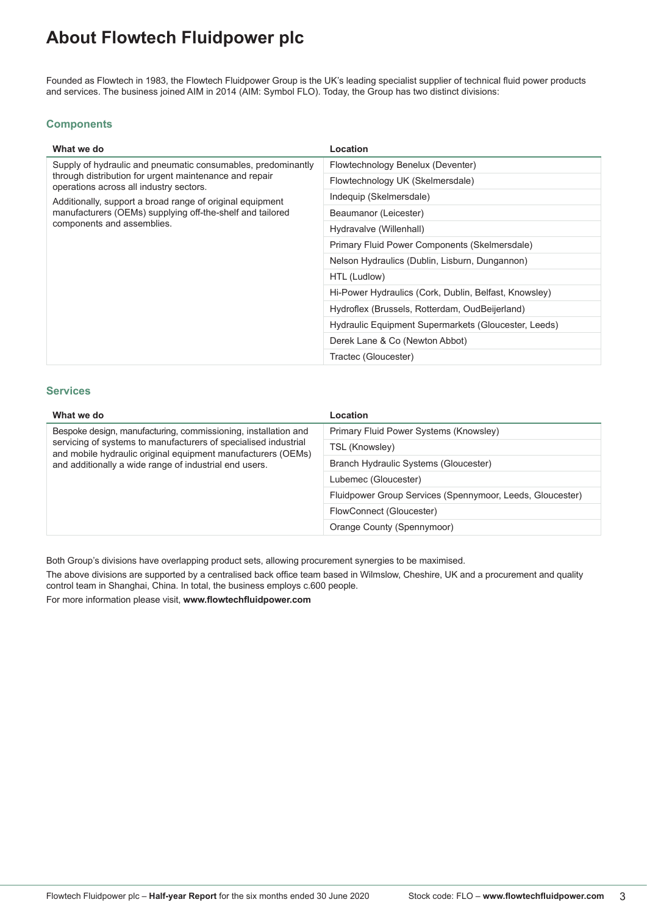# About Flowtech Fluidpower plc

Founded as Flowtech in 1983, the Flowtech Fluidpower Group is the UK's leading specialist supplier of technical fluid power products and services. The business joined AIM in 2014 (AIM: Symbol FLO). Today, the Group has two distinct divisions:

### Components

| What we do | Location |
|---|---|
| Supply of hydraulic and pneumatic consumables, predominantly through distribution for urgent maintenance and repair operations across all industry sectors.<br>Additionally, support a broad range of original equipment manufacturers (OEMs) supplying off-the-shelf and tailored components and assemblies. | Flowtechnology Benelux (Deventer) |
| | Flowtechnology UK (Skelmersdale) |
| | Indequip (Skelmersdale) |
| | Beaumanor (Leicester) |
| | Hydravalve (Willenhall) |
| | Primary Fluid Power Components (Skelmersdale) |
| | Nelson Hydraulics (Dublin, Lisburn, Dungannon) |
| | HTL (Ludlow) |
| | Hi-Power Hydraulics (Cork, Dublin, Belfast, Knowsley) |
| | Hydroflex (Brussels, Rotterdam, OudBeijerland) |
| | Hydraulic Equipment Supermarkets (Gloucester, Leeds) |
| | Derek Lane & Co (Newton Abbot) |
| | Tractec (Gloucester) |

### Services

| What we do | Location |
|---|---|
| Bespoke design, manufacturing, commissioning, installation and servicing of systems to manufacturers of specialised industrial and mobile hydraulic original equipment manufacturers (OEMs) and additionally a wide range of industrial end users. | Primary Fluid Power Systems (Knowsley) |
| | TSL (Knowsley) |
| | Branch Hydraulic Systems (Gloucester) |
| | Lubemec (Gloucester) |
| | Fluidpower Group Services (Spennymoor, Leeds, Gloucester) |
| | FlowConnect (Gloucester) |
| | Orange County (Spennymoor) |

Both Group's divisions have overlapping product sets, allowing procurement synergies to be maximised.

The above divisions are supported by a centralised back office team based in Wilmslow, Cheshire, UK and a procurement and quality control team in Shanghai, China. In total, the business employs c.600 people.

For more information please visit, **www.flowtechfluidpower.com**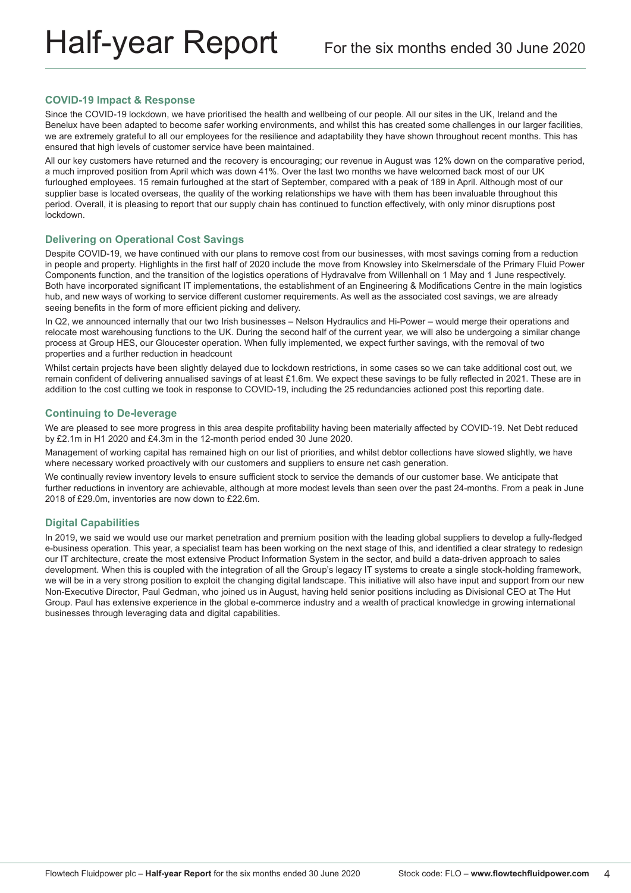## COVID-19 Impact & Response

Since the COVID-19 lockdown, we have prioritised the health and wellbeing of our people. All our sites in the UK, Ireland and the Benelux have been adapted to become safer working environments, and whilst this has created some challenges in our larger facilities, we are extremely grateful to all our employees for the resilience and adaptability they have shown throughout recent months. This has ensured that high levels of customer service have been maintained.

All our key customers have returned and the recovery is encouraging; our revenue in August was 12% down on the comparative period, a much improved position from April which was down 41%. Over the last two months we have welcomed back most of our UK furloughed employees. 15 remain furloughed at the start of September, compared with a peak of 189 in April. Although most of our supplier base is located overseas, the quality of the working relationships we have with them has been invaluable throughout this period. Overall, it is pleasing to report that our supply chain has continued to function effectively, with only minor disruptions post lockdown.

## Delivering on Operational Cost Savings

Despite COVID-19, we have continued with our plans to remove cost from our businesses, with most savings coming from a reduction in people and property. Highlights in the first half of 2020 include the move from Knowsley into Skelmersdale of the Primary Fluid Power Components function, and the transition of the logistics operations of Hydravalve from Willenhall on 1 May and 1 June respectively. Both have incorporated significant IT implementations, the establishment of an Engineering & Modifications Centre in the main logistics hub, and new ways of working to service different customer requirements. As well as the associated cost savings, we are already seeing benefits in the form of more efficient picking and delivery.

In Q2, we announced internally that our two Irish businesses – Nelson Hydraulics and Hi-Power – would merge their operations and relocate most warehousing functions to the UK. During the second half of the current year, we will also be undergoing a similar change process at Group HES, our Gloucester operation. When fully implemented, we expect further savings, with the removal of two properties and a further reduction in headcount

Whilst certain projects have been slightly delayed due to lockdown restrictions, in some cases so we can take additional cost out, we remain confident of delivering annualised savings of at least £1.6m. We expect these savings to be fully reflected in 2021. These are in addition to the cost cutting we took in response to COVID-19, including the 25 redundancies actioned post this reporting date.

## Continuing to De-leverage

We are pleased to see more progress in this area despite profitability having been materially affected by COVID-19. Net Debt reduced by £2.1m in H1 2020 and £4.3m in the 12-month period ended 30 June 2020.

Management of working capital has remained high on our list of priorities, and whilst debtor collections have slowed slightly, we have where necessary worked proactively with our customers and suppliers to ensure net cash generation.

We continually review inventory levels to ensure sufficient stock to service the demands of our customer base. We anticipate that further reductions in inventory are achievable, although at more modest levels than seen over the past 24-months. From a peak in June 2018 of £29.0m, inventories are now down to £22.6m.

## Digital Capabilities

In 2019, we said we would use our market penetration and premium position with the leading global suppliers to develop a fully-fledged e-business operation. This year, a specialist team has been working on the next stage of this, and identified a clear strategy to redesign our IT architecture, create the most extensive Product Information System in the sector, and build a data-driven approach to sales development. When this is coupled with the integration of all the Group's legacy IT systems to create a single stock-holding framework, we will be in a very strong position to exploit the changing digital landscape. This initiative will also have input and support from our new Non-Executive Director, Paul Gedman, who joined us in August, having held senior positions including as Divisional CEO at The Hut Group. Paul has extensive experience in the global e-commerce industry and a wealth of practical knowledge in growing international businesses through leveraging data and digital capabilities.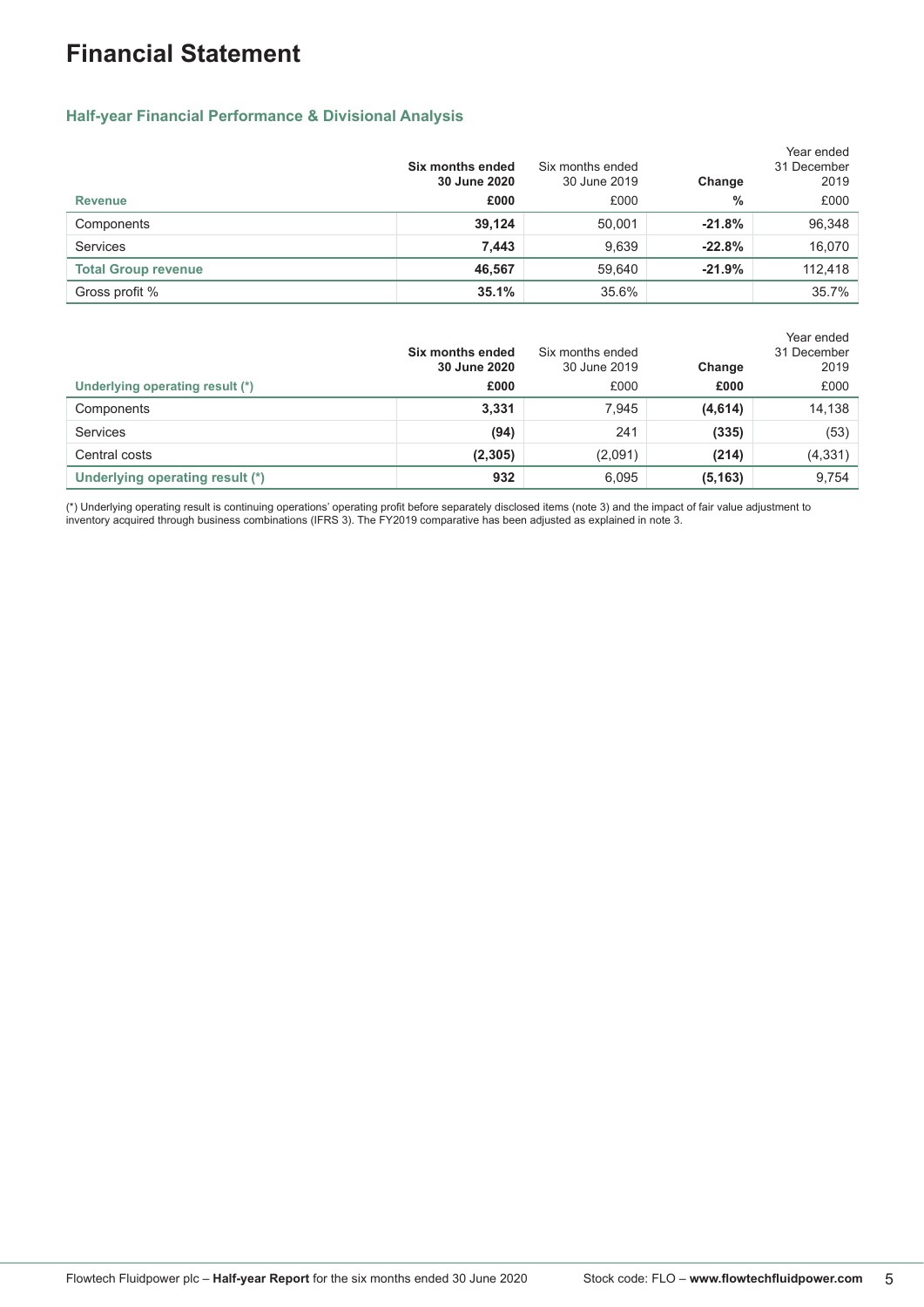# Financial Statement

## Half-year Financial Performance & Divisional Analysis

| Revenue | **Six months ended 30 June 2020** **£000** | Six months ended 30 June 2019 £000 | **Change** **%** | Year ended 31 December 2019 £000 |
|---|---|---|---|---|
| Components | **39,124** | 50,001 | **-21.8%** | 96,348 |
| Services | **7,443** | 9,639 | **-22.8%** | 16,070 |
| **Total Group revenue** | **46,567** | 59,640 | **-21.9%** | 112,418 |
| Gross profit % | **35.1%** | 35.6% | | 35.7% |

| Underlying operating result (*) | **Six months ended 30 June 2020** **£000** | Six months ended 30 June 2019 £000 | **Change** **£000** | Year ended 31 December 2019 £000 |
|---|---|---|---|---|
| Components | **3,331** | 7,945 | **(4,614)** | 14,138 |
| Services | **(94)** | 241 | **(335)** | (53) |
| Central costs | **(2,305)** | (2,091) | **(214)** | (4,331) |
| **Underlying operating result (*)** | **932** | 6,095 | **(5,163)** | 9,754 |

(*) Underlying operating result is continuing operations' operating profit before separately disclosed items (note 3) and the impact of fair value adjustment to inventory acquired through business combinations (IFRS 3). The FY2019 comparative has been adjusted as explained in note 3.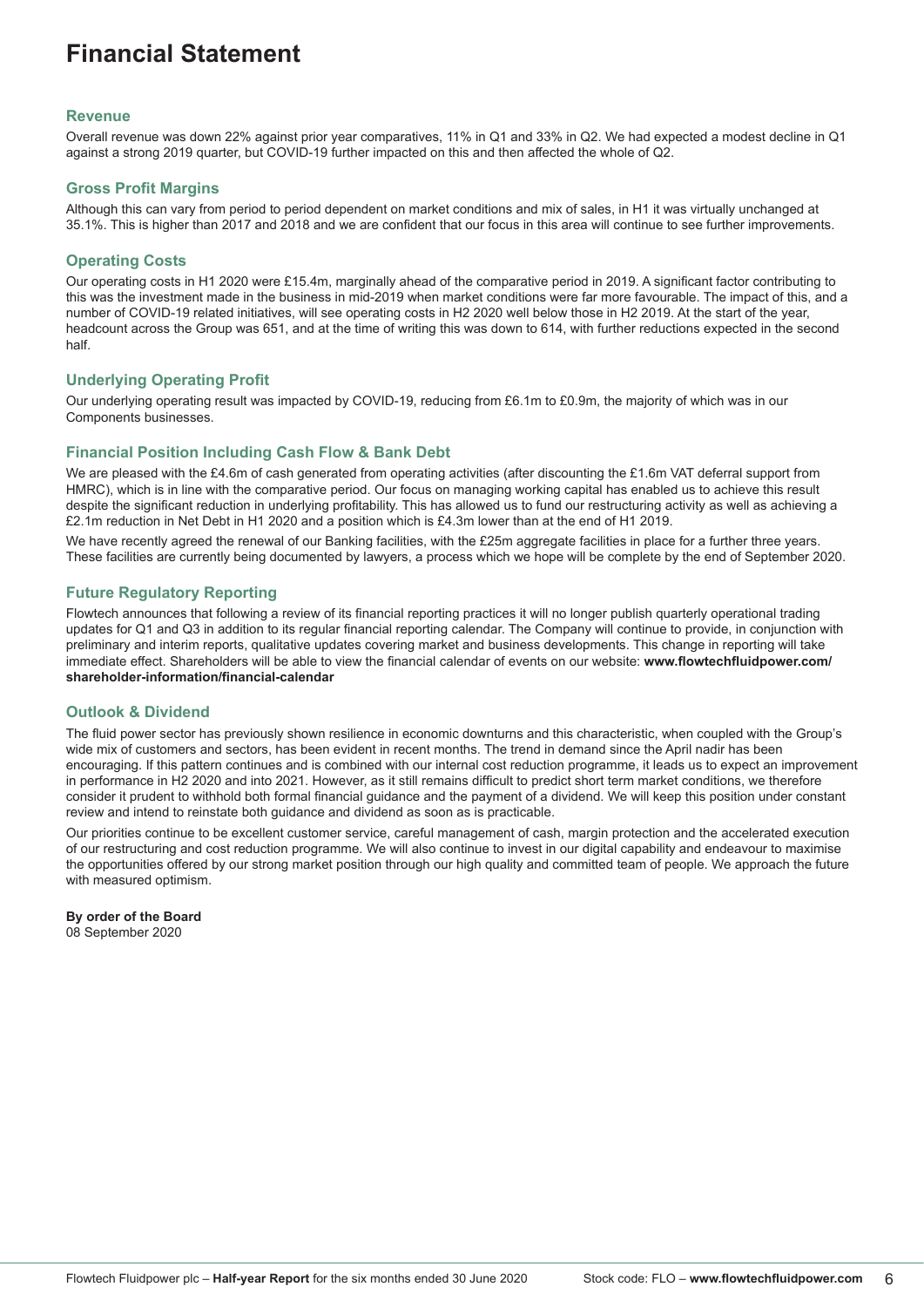# Financial Statement

## Revenue

Overall revenue was down 22% against prior year comparatives, 11% in Q1 and 33% in Q2. We had expected a modest decline in Q1 against a strong 2019 quarter, but COVID-19 further impacted on this and then affected the whole of Q2.

## Gross Profit Margins

Although this can vary from period to period dependent on market conditions and mix of sales, in H1 it was virtually unchanged at 35.1%. This is higher than 2017 and 2018 and we are confident that our focus in this area will continue to see further improvements.

## Operating Costs

Our operating costs in H1 2020 were £15.4m, marginally ahead of the comparative period in 2019. A significant factor contributing to this was the investment made in the business in mid-2019 when market conditions were far more favourable. The impact of this, and a number of COVID-19 related initiatives, will see operating costs in H2 2020 well below those in H2 2019. At the start of the year, headcount across the Group was 651, and at the time of writing this was down to 614, with further reductions expected in the second half.

## Underlying Operating Profit

Our underlying operating result was impacted by COVID-19, reducing from £6.1m to £0.9m, the majority of which was in our Components businesses.

## Financial Position Including Cash Flow & Bank Debt

We are pleased with the £4.6m of cash generated from operating activities (after discounting the £1.6m VAT deferral support from HMRC), which is in line with the comparative period. Our focus on managing working capital has enabled us to achieve this result despite the significant reduction in underlying profitability. This has allowed us to fund our restructuring activity as well as achieving a £2.1m reduction in Net Debt in H1 2020 and a position which is £4.3m lower than at the end of H1 2019.

We have recently agreed the renewal of our Banking facilities, with the £25m aggregate facilities in place for a further three years. These facilities are currently being documented by lawyers, a process which we hope will be complete by the end of September 2020.

## Future Regulatory Reporting

Flowtech announces that following a review of its financial reporting practices it will no longer publish quarterly operational trading updates for Q1 and Q3 in addition to its regular financial reporting calendar. The Company will continue to provide, in conjunction with preliminary and interim reports, qualitative updates covering market and business developments. This change in reporting will take immediate effect. Shareholders will be able to view the financial calendar of events on our website: **www.flowtechfluidpower.com/shareholder-information/financial-calendar**

## Outlook & Dividend

The fluid power sector has previously shown resilience in economic downturns and this characteristic, when coupled with the Group's wide mix of customers and sectors, has been evident in recent months. The trend in demand since the April nadir has been encouraging. If this pattern continues and is combined with our internal cost reduction programme, it leads us to expect an improvement in performance in H2 2020 and into 2021. However, as it still remains difficult to predict short term market conditions, we therefore consider it prudent to withhold both formal financial guidance and the payment of a dividend. We will keep this position under constant review and intend to reinstate both guidance and dividend as soon as is practicable.

Our priorities continue to be excellent customer service, careful management of cash, margin protection and the accelerated execution of our restructuring and cost reduction programme. We will also continue to invest in our digital capability and endeavour to maximise the opportunities offered by our strong market position through our high quality and committed team of people. We approach the future with measured optimism.

**By order of the Board**
08 September 2020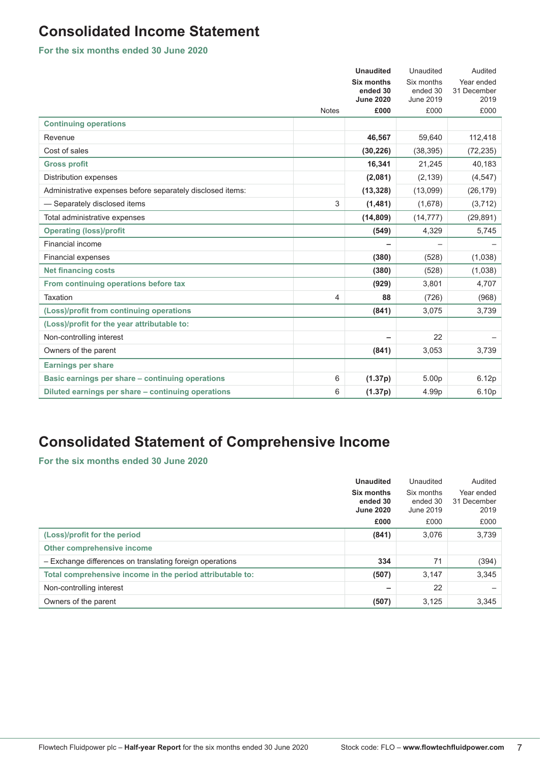# Consolidated Income Statement

**For the six months ended 30 June 2020**

| | Notes | **Unaudited Six months ended 30 June 2020 £000** | Unaudited Six months ended 30 June 2019 £000 | Audited Year ended 31 December 2019 £000 |
|---|---|---|---|---|
| **Continuing operations** | | | | |
| Revenue | | **46,567** | 59,640 | 112,418 |
| Cost of sales | | **(30,226)** | (38,395) | (72,235) |
| **Gross profit** | | **16,341** | 21,245 | 40,183 |
| Distribution expenses | | **(2,081)** | (2,139) | (4,547) |
| Administrative expenses before separately disclosed items: | | **(13,328)** | (13,099) | (26,179) |
| — Separately disclosed items | 3 | **(1,481)** | (1,678) | (3,712) |
| Total administrative expenses | | **(14,809)** | (14,777) | (29,891) |
| **Operating (loss)/profit** | | **(549)** | 4,329 | 5,745 |
| Financial income | | **–** | – | – |
| Financial expenses | | **(380)** | (528) | (1,038) |
| **Net financing costs** | | **(380)** | (528) | (1,038) |
| **From continuing operations before tax** | | **(929)** | 3,801 | 4,707 |
| Taxation | 4 | **88** | (726) | (968) |
| **(Loss)/profit from continuing operations** | | **(841)** | 3,075 | 3,739 |
| **(Loss)/profit for the year attributable to:** | | | | |
| Non-controlling interest | | **–** | 22 | – |
| Owners of the parent | | **(841)** | 3,053 | 3,739 |
| **Earnings per share** | | | | |
| **Basic earnings per share – continuing operations** | 6 | **(1.37p)** | 5.00p | 6.12p |
| **Diluted earnings per share – continuing operations** | 6 | **(1.37p)** | 4.99p | 6.10p |

# Consolidated Statement of Comprehensive Income

**For the six months ended 30 June 2020**

| | **Unaudited Six months ended 30 June 2020 £000** | Unaudited Six months ended 30 June 2019 £000 | Audited Year ended 31 December 2019 £000 |
|---|---|---|---|
| **(Loss)/profit for the period** | **(841)** | 3,076 | 3,739 |
| **Other comprehensive income** | | | |
| – Exchange differences on translating foreign operations | **334** | 71 | (394) |
| **Total comprehensive income in the period attributable to:** | **(507)** | 3,147 | 3,345 |
| Non-controlling interest | **–** | 22 | – |
| Owners of the parent | **(507)** | 3,125 | 3,345 |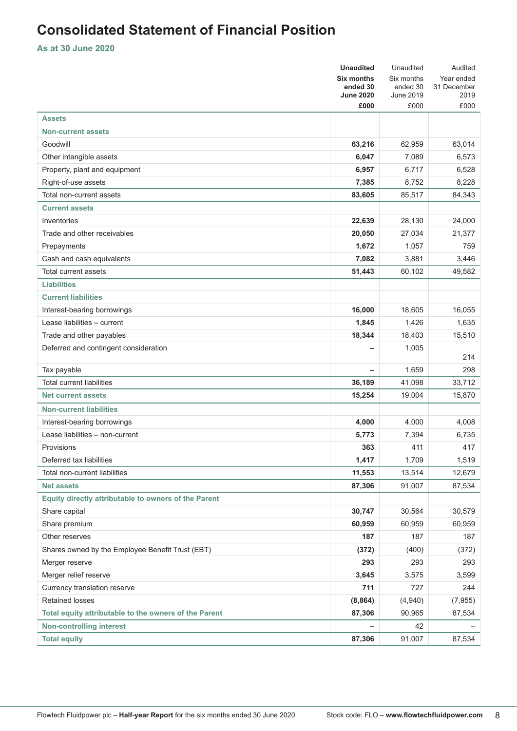# Consolidated Statement of Financial Position

**As at 30 June 2020**

| | **Unaudited Six months ended 30 June 2020 £000** | Unaudited Six months ended 30 June 2019 £000 | Audited Year ended 31 December 2019 £000 |
|---|---|---|---|
| **Assets** | | | |
| **Non-current assets** | | | |
| Goodwill | **63,216** | 62,959 | 63,014 |
| Other intangible assets | **6,047** | 7,089 | 6,573 |
| Property, plant and equipment | **6,957** | 6,717 | 6,528 |
| Right-of-use assets | **7,385** | 8,752 | 8,228 |
| Total non-current assets | **83,605** | 85,517 | 84,343 |
| **Current assets** | | | |
| Inventories | **22,639** | 28,130 | 24,000 |
| Trade and other receivables | **20,050** | 27,034 | 21,377 |
| Prepayments | **1,672** | 1,057 | 759 |
| Cash and cash equivalents | **7,082** | 3,881 | 3,446 |
| Total current assets | **51,443** | 60,102 | 49,582 |
| **Liabilities** | | | |
| **Current liabilities** | | | |
| Interest-bearing borrowings | **16,000** | 18,605 | 16,055 |
| Lease liabilities – current | **1,845** | 1,426 | 1,635 |
| Trade and other payables | **18,344** | 18,403 | 15,510 |
| Deferred and contingent consideration | **–** | 1,005 | 214 |
| Tax payable | **–** | 1,659 | 298 |
| Total current liabilities | **36,189** | 41,098 | 33,712 |
| **Net current assets** | **15,254** | 19,004 | 15,870 |
| **Non-current liabilities** | | | |
| Interest-bearing borrowings | **4,000** | 4,000 | 4,008 |
| Lease liabilities – non-current | **5,773** | 7,394 | 6,735 |
| Provisions | **363** | 411 | 417 |
| Deferred tax liabilities | **1,417** | 1,709 | 1,519 |
| Total non-current liabilities | **11,553** | 13,514 | 12,679 |
| **Net assets** | **87,306** | 91,007 | 87,534 |
| **Equity directly attributable to owners of the Parent** | | | |
| Share capital | **30,747** | 30,564 | 30,579 |
| Share premium | **60,959** | 60,959 | 60,959 |
| Other reserves | **187** | 187 | 187 |
| Shares owned by the Employee Benefit Trust (EBT) | **(372)** | (400) | (372) |
| Merger reserve | **293** | 293 | 293 |
| Merger relief reserve | **3,645** | 3,575 | 3,599 |
| Currency translation reserve | **711** | 727 | 244 |
| Retained losses | **(8,864)** | (4,940) | (7,955) |
| **Total equity attributable to the owners of the Parent** | **87,306** | 90,965 | 87,534 |
| **Non-controlling interest** | **–** | 42 | – |
| **Total equity** | **87,306** | 91,007 | 87,534 |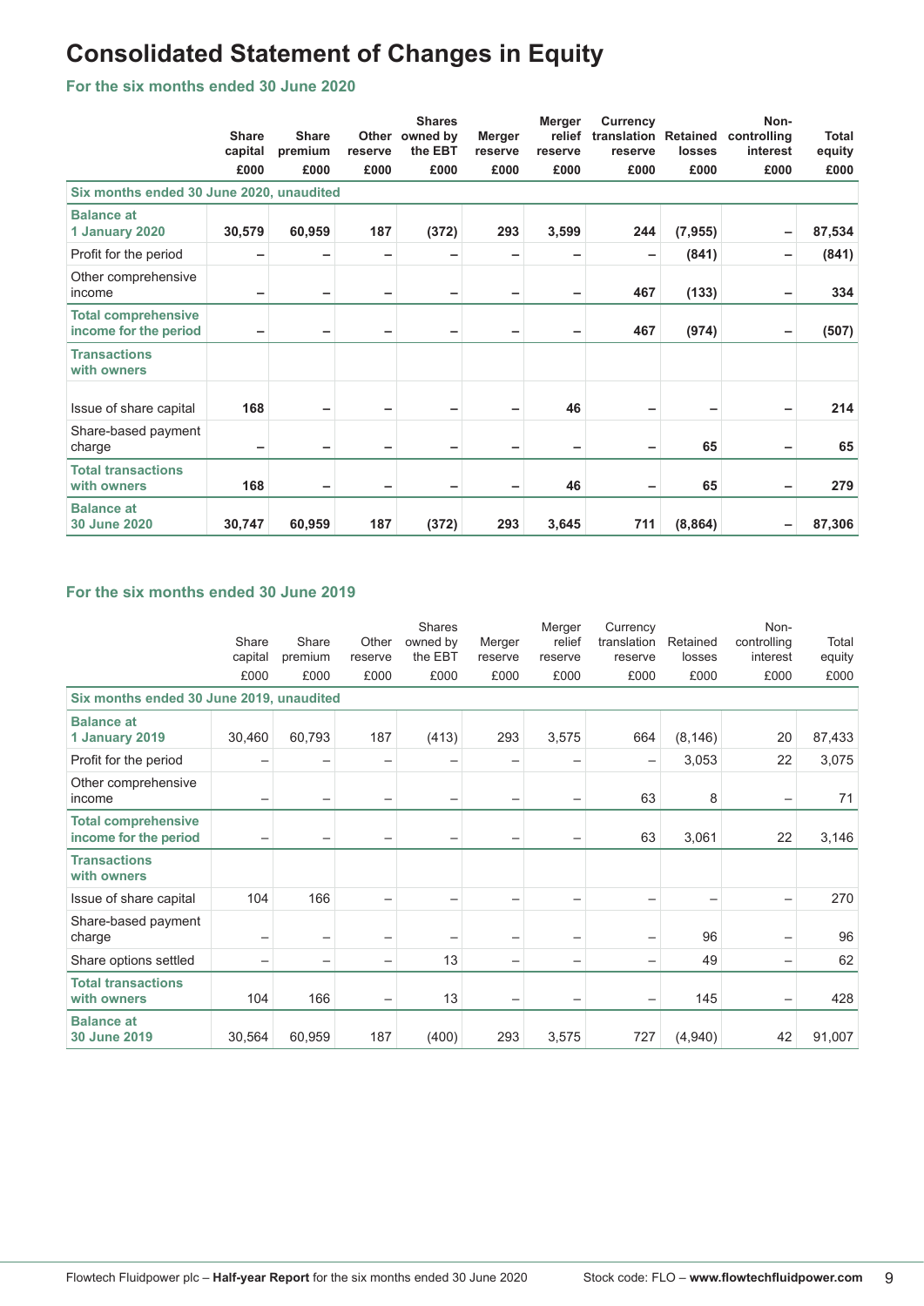# Consolidated Statement of Changes in Equity

## For the six months ended 30 June 2020

| | Share capital £000 | Share premium £000 | Other reserve £000 | Shares owned by the EBT £000 | Merger reserve £000 | Merger relief reserve £000 | Currency translation reserve £000 | Retained losses £000 | Non-controlling interest £000 | Total equity £000 |
|---|---|---|---|---|---|---|---|---|---|---|
| **Six months ended 30 June 2020, unaudited** | | | | | | | | | | |
| **Balance at 1 January 2020** | **30,579** | **60,959** | **187** | **(372)** | **293** | **3,599** | **244** | **(7,955)** | **–** | **87,534** |
| Profit for the period | **–** | **–** | **–** | **–** | **–** | **–** | **–** | **(841)** | **–** | **(841)** |
| Other comprehensive income | **–** | **–** | **–** | **–** | **–** | **–** | **467** | **(133)** | **–** | **334** |
| **Total comprehensive income for the period** | **–** | **–** | **–** | **–** | **–** | **–** | **467** | **(974)** | **–** | **(507)** |
| **Transactions with owners** | | | | | | | | | | |
| Issue of share capital | **168** | **–** | **–** | **–** | **–** | **46** | **–** | **–** | **–** | **214** |
| Share-based payment charge | **–** | **–** | **–** | **–** | **–** | **–** | **–** | **65** | **–** | **65** |
| **Total transactions with owners** | **168** | **–** | **–** | **–** | **–** | **46** | **–** | **65** | **–** | **279** |
| **Balance at 30 June 2020** | **30,747** | **60,959** | **187** | **(372)** | **293** | **3,645** | **711** | **(8,864)** | **–** | **87,306** |

## For the six months ended 30 June 2019

| | Share capital £000 | Share premium £000 | Other reserve £000 | Shares owned by the EBT £000 | Merger reserve £000 | Merger relief reserve £000 | Currency translation reserve £000 | Retained losses £000 | Non-controlling interest £000 | Total equity £000 |
|---|---|---|---|---|---|---|---|---|---|---|
| **Six months ended 30 June 2019, unaudited** | | | | | | | | | | |
| **Balance at 1 January 2019** | 30,460 | 60,793 | 187 | (413) | 293 | 3,575 | 664 | (8,146) | 20 | 87,433 |
| Profit for the period | – | – | – | – | – | – | – | 3,053 | 22 | 3,075 |
| Other comprehensive income | – | – | – | – | – | – | 63 | 8 | – | 71 |
| **Total comprehensive income for the period** | – | – | – | – | – | – | 63 | 3,061 | 22 | 3,146 |
| **Transactions with owners** | | | | | | | | | | |
| Issue of share capital | 104 | 166 | – | – | – | – | – | – | – | 270 |
| Share-based payment charge | – | – | – | – | – | – | – | 96 | – | 96 |
| Share options settled | – | – | – | 13 | – | – | – | 49 | – | 62 |
| **Total transactions with owners** | 104 | 166 | – | 13 | – | – | – | 145 | – | 428 |
| **Balance at 30 June 2019** | 30,564 | 60,959 | 187 | (400) | 293 | 3,575 | 727 | (4,940) | 42 | 91,007 |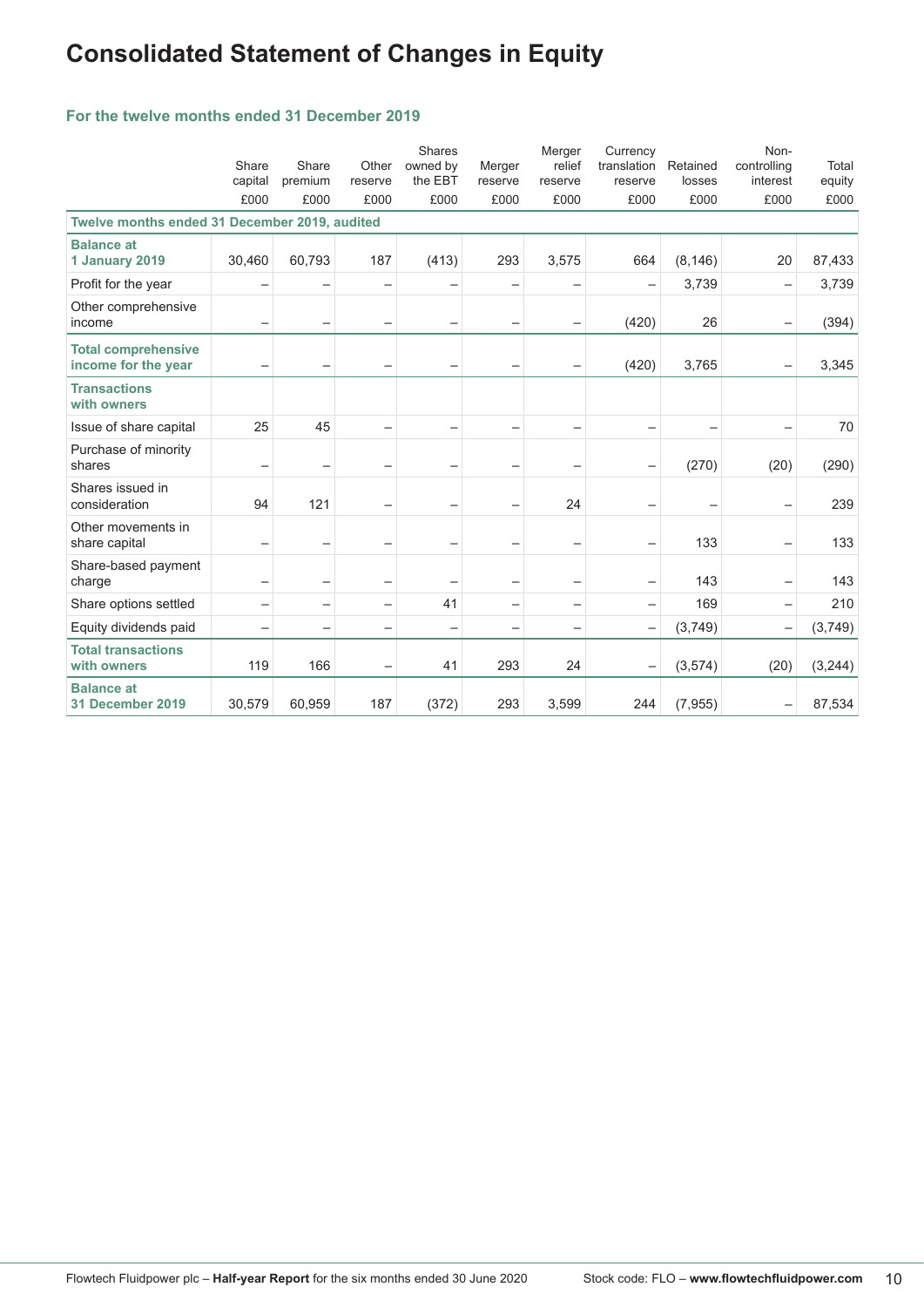# Consolidated Statement of Changes in Equity

### For the twelve months ended 31 December 2019

| | Share capital £000 | Share premium £000 | Other reserve £000 | Shares owned by the EBT £000 | Merger reserve £000 | Merger relief reserve £000 | Currency translation reserve £000 | Retained losses £000 | Non-controlling interest £000 | Total equity £000 |
|---|---|---|---|---|---|---|---|---|---|---|
| **Twelve months ended 31 December 2019, audited** | | | | | | | | | | |
| **Balance at 1 January 2019** | 30,460 | 60,793 | 187 | (413) | 293 | 3,575 | 664 | (8,146) | 20 | 87,433 |
| Profit for the year | – | – | – | – | – | – | – | 3,739 | – | 3,739 |
| Other comprehensive income | – | – | – | – | – | – | (420) | 26 | – | (394) |
| **Total comprehensive income for the year** | – | – | – | – | – | – | (420) | 3,765 | – | 3,345 |
| **Transactions with owners** | | | | | | | | | | |
| Issue of share capital | 25 | 45 | – | – | – | – | – | – | – | 70 |
| Purchase of minority shares | – | – | – | – | – | – | – | (270) | (20) | (290) |
| Shares issued in consideration | 94 | 121 | – | – | – | 24 | – | – | – | 239 |
| Other movements in share capital | – | – | – | – | – | – | – | 133 | – | 133 |
| Share-based payment charge | – | – | – | – | – | – | – | 143 | – | 143 |
| Share options settled | – | – | – | 41 | – | – | – | 169 | – | 210 |
| Equity dividends paid | – | – | – | – | – | – | – | (3,749) | – | (3,749) |
| **Total transactions with owners** | 119 | 166 | – | 41 | 293 | 24 | – | (3,574) | (20) | (3,244) |
| **Balance at 31 December 2019** | 30,579 | 60,959 | 187 | (372) | 293 | 3,599 | 244 | (7,955) | – | 87,534 |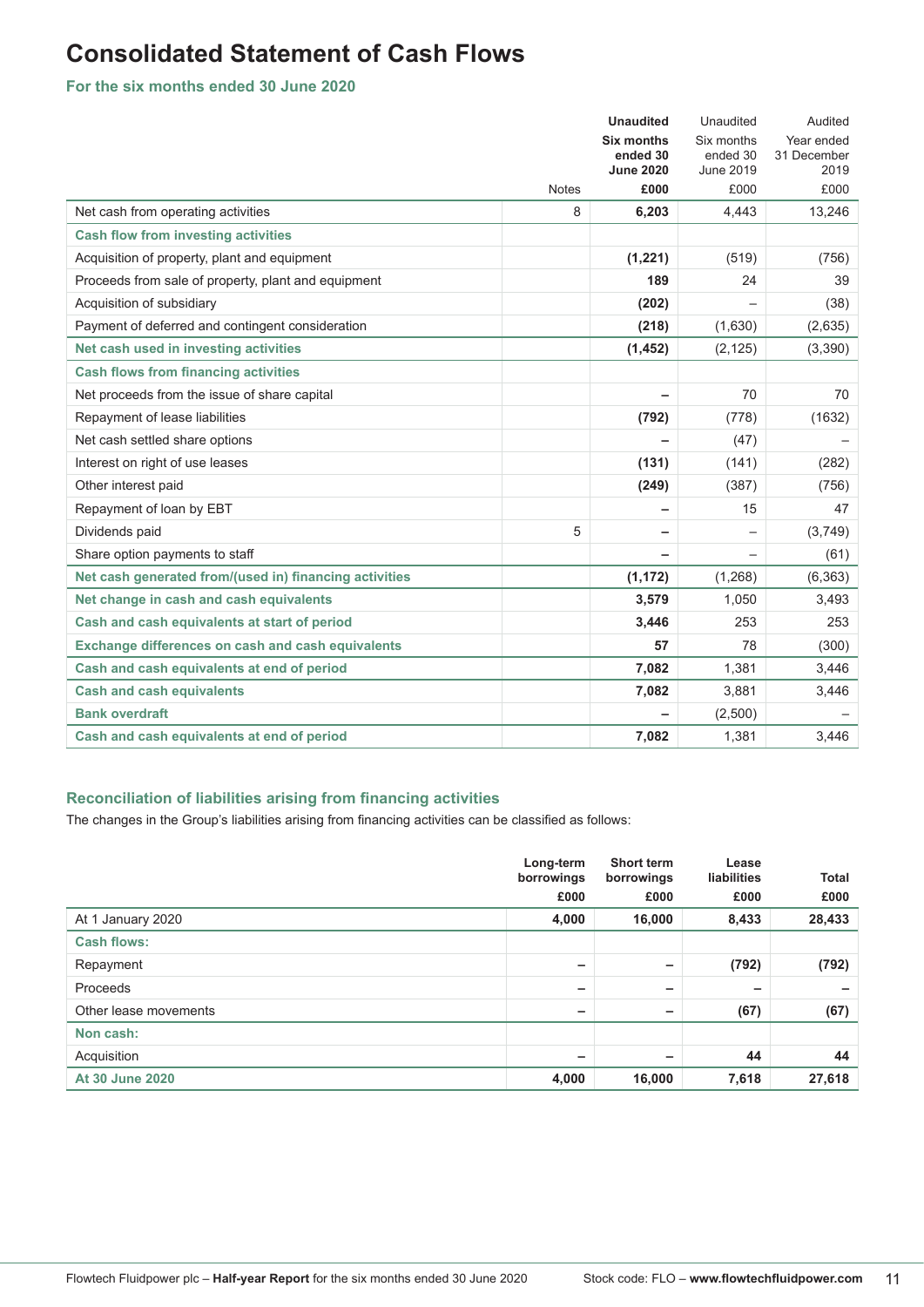# Consolidated Statement of Cash Flows

## For the six months ended 30 June 2020

| | Notes | **Unaudited Six months ended 30 June 2020 £000** | Unaudited Six months ended 30 June 2019 £000 | Audited Year ended 31 December 2019 £000 |
|---|---|---|---|---|
| Net cash from operating activities | 8 | **6,203** | 4,443 | 13,246 |
| **Cash flow from investing activities** | | | | |
| Acquisition of property, plant and equipment | | **(1,221)** | (519) | (756) |
| Proceeds from sale of property, plant and equipment | | **189** | 24 | 39 |
| Acquisition of subsidiary | | **(202)** | – | (38) |
| Payment of deferred and contingent consideration | | **(218)** | (1,630) | (2,635) |
| **Net cash used in investing activities** | | **(1,452)** | (2,125) | (3,390) |
| **Cash flows from financing activities** | | | | |
| Net proceeds from the issue of share capital | | **–** | 70 | 70 |
| Repayment of lease liabilities | | **(792)** | (778) | (1632) |
| Net cash settled share options | | **–** | (47) | – |
| Interest on right of use leases | | **(131)** | (141) | (282) |
| Other interest paid | | **(249)** | (387) | (756) |
| Repayment of loan by EBT | | **–** | 15 | 47 |
| Dividends paid | 5 | **–** | – | (3,749) |
| Share option payments to staff | | **–** | – | (61) |
| **Net cash generated from/(used in) financing activities** | | **(1,172)** | (1,268) | (6,363) |
| **Net change in cash and cash equivalents** | | **3,579** | 1,050 | 3,493 |
| **Cash and cash equivalents at start of period** | | **3,446** | 253 | 253 |
| **Exchange differences on cash and cash equivalents** | | **57** | 78 | (300) |
| **Cash and cash equivalents at end of period** | | **7,082** | 1,381 | 3,446 |
| **Cash and cash equivalents** | | **7,082** | 3,881 | 3,446 |
| **Bank overdraft** | | **–** | (2,500) | – |
| **Cash and cash equivalents at end of period** | | **7,082** | 1,381 | 3,446 |

## Reconciliation of liabilities arising from financing activities

The changes in the Group's liabilities arising from financing activities can be classified as follows:

| | **Long-term borrowings £000** | **Short term borrowings £000** | **Lease liabilities £000** | **Total £000** |
|---|---|---|---|---|
| At 1 January 2020 | **4,000** | **16,000** | **8,433** | **28,433** |
| **Cash flows:** | | | | |
| Repayment | **–** | **–** | **(792)** | **(792)** |
| Proceeds | **–** | **–** | **–** | **–** |
| Other lease movements | **–** | **–** | **(67)** | **(67)** |
| **Non cash:** | | | | |
| Acquisition | **–** | **–** | **44** | **44** |
| **At 30 June 2020** | **4,000** | **16,000** | **7,618** | **27,618** |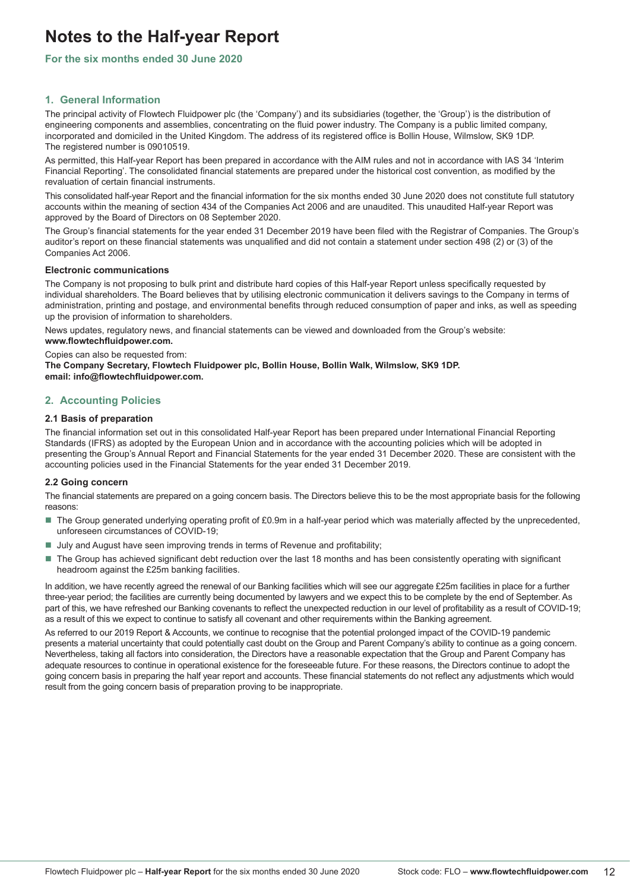# Notes to the Half-year Report

**For the six months ended 30 June 2020**

## 1. General Information

The principal activity of Flowtech Fluidpower plc (the 'Company') and its subsidiaries (together, the 'Group') is the distribution of engineering components and assemblies, concentrating on the fluid power industry. The Company is a public limited company, incorporated and domiciled in the United Kingdom. The address of its registered office is Bollin House, Wilmslow, SK9 1DP. The registered number is 09010519.

As permitted, this Half-year Report has been prepared in accordance with the AIM rules and not in accordance with IAS 34 'Interim Financial Reporting'. The consolidated financial statements are prepared under the historical cost convention, as modified by the revaluation of certain financial instruments.

This consolidated half-year Report and the financial information for the six months ended 30 June 2020 does not constitute full statutory accounts within the meaning of section 434 of the Companies Act 2006 and are unaudited. This unaudited Half-year Report was approved by the Board of Directors on 08 September 2020.

The Group's financial statements for the year ended 31 December 2019 have been filed with the Registrar of Companies. The Group's auditor's report on these financial statements was unqualified and did not contain a statement under section 498 (2) or (3) of the Companies Act 2006.

### Electronic communications

The Company is not proposing to bulk print and distribute hard copies of this Half-year Report unless specifically requested by individual shareholders. The Board believes that by utilising electronic communication it delivers savings to the Company in terms of administration, printing and postage, and environmental benefits through reduced consumption of paper and inks, as well as speeding up the provision of information to shareholders.

News updates, regulatory news, and financial statements can be viewed and downloaded from the Group's website: **www.flowtechfluidpower.com.**

Copies can also be requested from:
**The Company Secretary, Flowtech Fluidpower plc, Bollin House, Bollin Walk, Wilmslow, SK9 1DP.**
**email: info@flowtechfluidpower.com.**

## 2. Accounting Policies

### 2.1 Basis of preparation

The financial information set out in this consolidated Half-year Report has been prepared under International Financial Reporting Standards (IFRS) as adopted by the European Union and in accordance with the accounting policies which will be adopted in presenting the Group's Annual Report and Financial Statements for the year ended 31 December 2020. These are consistent with the accounting policies used in the Financial Statements for the year ended 31 December 2019.

### 2.2 Going concern

The financial statements are prepared on a going concern basis. The Directors believe this to be the most appropriate basis for the following reasons:

- The Group generated underlying operating profit of £0.9m in a half-year period which was materially affected by the unprecedented, unforeseen circumstances of COVID-19;
- July and August have seen improving trends in terms of Revenue and profitability;
- The Group has achieved significant debt reduction over the last 18 months and has been consistently operating with significant headroom against the £25m banking facilities.

In addition, we have recently agreed the renewal of our Banking facilities which will see our aggregate £25m facilities in place for a further three-year period; the facilities are currently being documented by lawyers and we expect this to be complete by the end of September. As part of this, we have refreshed our Banking covenants to reflect the unexpected reduction in our level of profitability as a result of COVID-19; as a result of this we expect to continue to satisfy all covenant and other requirements within the Banking agreement.

As referred to our 2019 Report & Accounts, we continue to recognise that the potential prolonged impact of the COVID-19 pandemic presents a material uncertainty that could potentially cast doubt on the Group and Parent Company's ability to continue as a going concern. Nevertheless, taking all factors into consideration, the Directors have a reasonable expectation that the Group and Parent Company has adequate resources to continue in operational existence for the foreseeable future. For these reasons, the Directors continue to adopt the going concern basis in preparing the half year report and accounts. These financial statements do not reflect any adjustments which would result from the going concern basis of preparation proving to be inappropriate.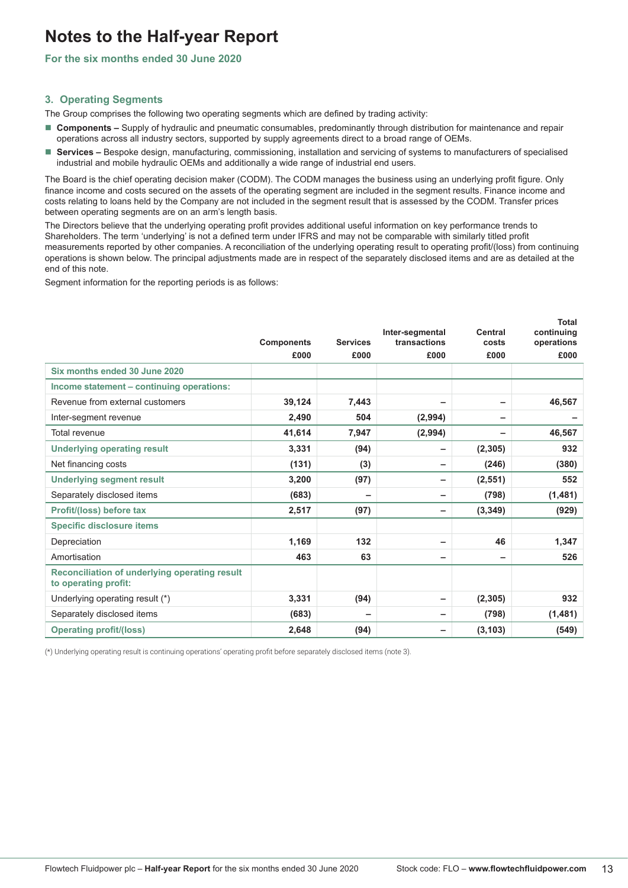# Notes to the Half-year Report

**For the six months ended 30 June 2020**

## 3. Operating Segments

The Group comprises the following two operating segments which are defined by trading activity:

- **Components –** Supply of hydraulic and pneumatic consumables, predominantly through distribution for maintenance and repair operations across all industry sectors, supported by supply agreements direct to a broad range of OEMs.
- **Services –** Bespoke design, manufacturing, commissioning, installation and servicing of systems to manufacturers of specialised industrial and mobile hydraulic OEMs and additionally a wide range of industrial end users.

The Board is the chief operating decision maker (CODM). The CODM manages the business using an underlying profit figure. Only finance income and costs secured on the assets of the operating segment are included in the segment results. Finance income and costs relating to loans held by the Company are not included in the segment result that is assessed by the CODM. Transfer prices between operating segments are on an arm's length basis.

The Directors believe that the underlying operating profit provides additional useful information on key performance trends to Shareholders. The term 'underlying' is not a defined term under IFRS and may not be comparable with similarly titled profit measurements reported by other companies. A reconciliation of the underlying operating result to operating profit/(loss) from continuing operations is shown below. The principal adjustments made are in respect of the separately disclosed items and are as detailed at the end of this note.

Segment information for the reporting periods is as follows:

| | Components £000 | Services £000 | Inter-segmental transactions £000 | Central costs £000 | Total continuing operations £000 |
|---|---|---|---|---|---|
| **Six months ended 30 June 2020** | | | | | |
| **Income statement – continuing operations:** | | | | | |
| Revenue from external customers | 39,124 | 7,443 | – | – | 46,567 |
| Inter-segment revenue | 2,490 | 504 | (2,994) | – | – |
| Total revenue | 41,614 | 7,947 | (2,994) | – | 46,567 |
| **Underlying operating result** | 3,331 | (94) | – | (2,305) | 932 |
| Net financing costs | (131) | (3) | – | (246) | (380) |
| **Underlying segment result** | 3,200 | (97) | – | (2,551) | 552 |
| Separately disclosed items | (683) | – | – | (798) | (1,481) |
| **Profit/(loss) before tax** | 2,517 | (97) | – | (3,349) | (929) |
| **Specific disclosure items** | | | | | |
| Depreciation | 1,169 | 132 | – | 46 | 1,347 |
| Amortisation | 463 | 63 | – | – | 526 |
| **Reconciliation of underlying operating result to operating profit:** | | | | | |
| Underlying operating result (*) | 3,331 | (94) | – | (2,305) | 932 |
| Separately disclosed items | (683) | – | – | (798) | (1,481) |
| **Operating profit/(loss)** | 2,648 | (94) | – | (3,103) | (549) |

(*) Underlying operating result is continuing operations' operating profit before separately disclosed items (note 3).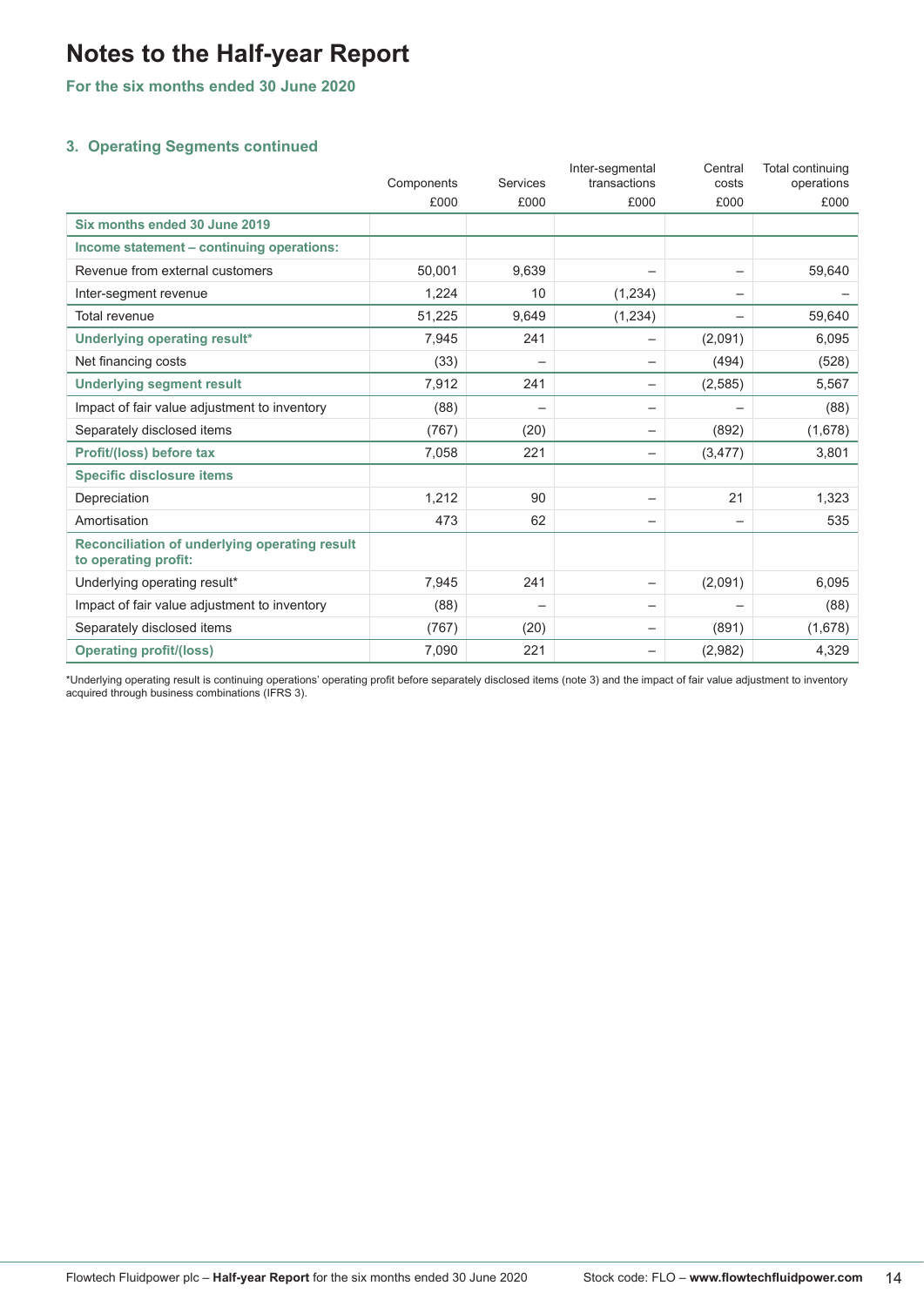# Notes to the Half-year Report

**For the six months ended 30 June 2020**

### 3. Operating Segments continued

| | Components £000 | Services £000 | Inter-segmental transactions £000 | Central costs £000 | Total continuing operations £000 |
|---|---|---|---|---|---|
| **Six months ended 30 June 2019** | | | | | |
| **Income statement – continuing operations:** | | | | | |
| Revenue from external customers | 50,001 | 9,639 | – | – | 59,640 |
| Inter-segment revenue | 1,224 | 10 | (1,234) | – | – |
| Total revenue | 51,225 | 9,649 | (1,234) | – | 59,640 |
| **Underlying operating result*** | 7,945 | 241 | – | (2,091) | 6,095 |
| Net financing costs | (33) | – | – | (494) | (528) |
| **Underlying segment result** | 7,912 | 241 | – | (2,585) | 5,567 |
| Impact of fair value adjustment to inventory | (88) | – | – | – | (88) |
| Separately disclosed items | (767) | (20) | – | (892) | (1,678) |
| **Profit/(loss) before tax** | 7,058 | 221 | – | (3,477) | 3,801 |
| **Specific disclosure items** | | | | | |
| Depreciation | 1,212 | 90 | – | 21 | 1,323 |
| Amortisation | 473 | 62 | – | – | 535 |
| **Reconciliation of underlying operating result to operating profit:** | | | | | |
| Underlying operating result* | 7,945 | 241 | – | (2,091) | 6,095 |
| Impact of fair value adjustment to inventory | (88) | – | – | – | (88) |
| Separately disclosed items | (767) | (20) | – | (891) | (1,678) |
| **Operating profit/(loss)** | 7,090 | 221 | – | (2,982) | 4,329 |

*Underlying operating result is continuing operations' operating profit before separately disclosed items (note 3) and the impact of fair value adjustment to inventory acquired through business combinations (IFRS 3).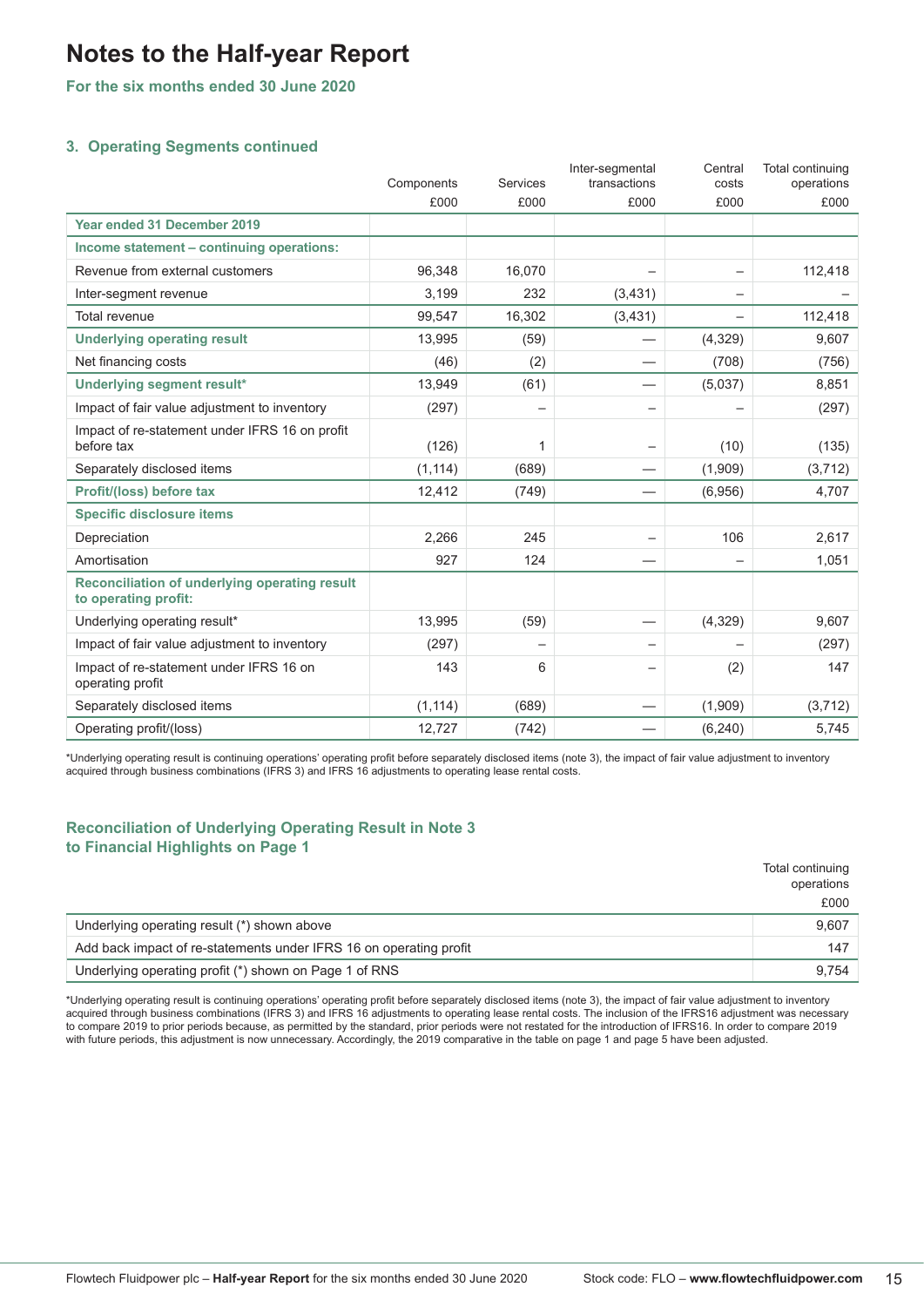# Notes to the Half-year Report

**For the six months ended 30 June 2020**

### 3. Operating Segments continued

| | Components £000 | Services £000 | Inter-segmental transactions £000 | Central costs £000 | Total continuing operations £000 |
|---|---|---|---|---|---|
| **Year ended 31 December 2019** | | | | | |
| **Income statement – continuing operations:** | | | | | |
| Revenue from external customers | 96,348 | 16,070 | – | – | 112,418 |
| Inter-segment revenue | 3,199 | 232 | (3,431) | – | – |
| Total revenue | 99,547 | 16,302 | (3,431) | – | 112,418 |
| **Underlying operating result** | 13,995 | (59) | — | (4,329) | 9,607 |
| Net financing costs | (46) | (2) | — | (708) | (756) |
| **Underlying segment result*** | 13,949 | (61) | — | (5,037) | 8,851 |
| Impact of fair value adjustment to inventory | (297) | – | – | – | (297) |
| Impact of re-statement under IFRS 16 on profit before tax | (126) | 1 | – | (10) | (135) |
| Separately disclosed items | (1,114) | (689) | — | (1,909) | (3,712) |
| **Profit/(loss) before tax** | 12,412 | (749) | — | (6,956) | 4,707 |
| **Specific disclosure items** | | | | | |
| Depreciation | 2,266 | 245 | – | 106 | 2,617 |
| Amortisation | 927 | 124 | — | – | 1,051 |
| **Reconciliation of underlying operating result to operating profit:** | | | | | |
| Underlying operating result* | 13,995 | (59) | — | (4,329) | 9,607 |
| Impact of fair value adjustment to inventory | (297) | – | – | – | (297) |
| Impact of re-statement under IFRS 16 on operating profit | 143 | 6 | – | (2) | 147 |
| Separately disclosed items | (1,114) | (689) | — | (1,909) | (3,712) |
| Operating profit/(loss) | 12,727 | (742) | — | (6,240) | 5,745 |

*Underlying operating result is continuing operations' operating profit before separately disclosed items (note 3), the impact of fair value adjustment to inventory acquired through business combinations (IFRS 3) and IFRS 16 adjustments to operating lease rental costs.

### Reconciliation of Underlying Operating Result in Note 3 to Financial Highlights on Page 1

| | Total continuing operations £000 |
|---|---|
| Underlying operating result (*) shown above | 9,607 |
| Add back impact of re-statements under IFRS 16 on operating profit | 147 |
| Underlying operating profit (*) shown on Page 1 of RNS | 9,754 |

*Underlying operating result is continuing operations' operating profit before separately disclosed items (note 3), the impact of fair value adjustment to inventory acquired through business combinations (IFRS 3) and IFRS 16 adjustments to operating lease rental costs. The inclusion of the IFRS16 adjustment was necessary to compare 2019 to prior periods because, as permitted by the standard, prior periods were not restated for the introduction of IFRS16. In order to compare 2019 with future periods, this adjustment is now unnecessary. Accordingly, the 2019 comparative in the table on page 1 and page 5 have been adjusted.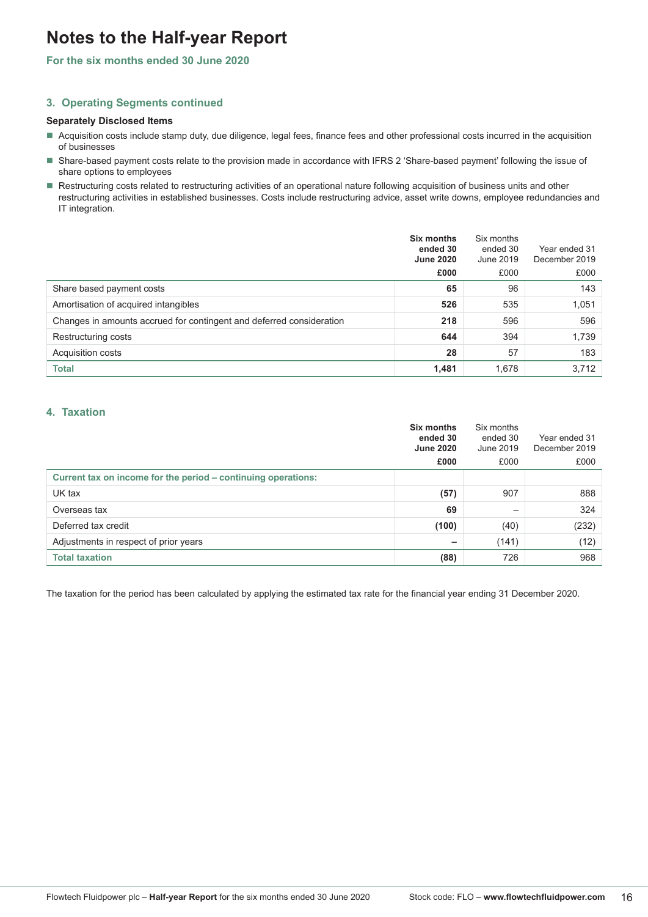# Notes to the Half-year Report

**For the six months ended 30 June 2020**

## 3. Operating Segments continued

### Separately Disclosed Items

- Acquisition costs include stamp duty, due diligence, legal fees, finance fees and other professional costs incurred in the acquisition of businesses
- Share-based payment costs relate to the provision made in accordance with IFRS 2 'Share-based payment' following the issue of share options to employees
- Restructuring costs related to restructuring activities of an operational nature following acquisition of business units and other restructuring activities in established businesses. Costs include restructuring advice, asset write downs, employee redundancies and IT integration.

| | **Six months ended 30 June 2020** | Six months ended 30 June 2019 | Year ended 31 December 2019 |
|---|---|---|---|
| | **£000** | £000 | £000 |
| Share based payment costs | **65** | 96 | 143 |
| Amortisation of acquired intangibles | **526** | 535 | 1,051 |
| Changes in amounts accrued for contingent and deferred consideration | **218** | 596 | 596 |
| Restructuring costs | **644** | 394 | 1,739 |
| Acquisition costs | **28** | 57 | 183 |
| Total | **1,481** | 1,678 | 3,712 |

## 4. Taxation

| | **Six months ended 30 June 2020** | Six months ended 30 June 2019 | Year ended 31 December 2019 |
|---|---|---|---|
| | **£000** | £000 | £000 |
| Current tax on income for the period – continuing operations: | | | |
| UK tax | **(57)** | 907 | 888 |
| Overseas tax | **69** | – | 324 |
| Deferred tax credit | **(100)** | (40) | (232) |
| Adjustments in respect of prior years | **–** | (141) | (12) |
| Total taxation | **(88)** | 726 | 968 |

The taxation for the period has been calculated by applying the estimated tax rate for the financial year ending 31 December 2020.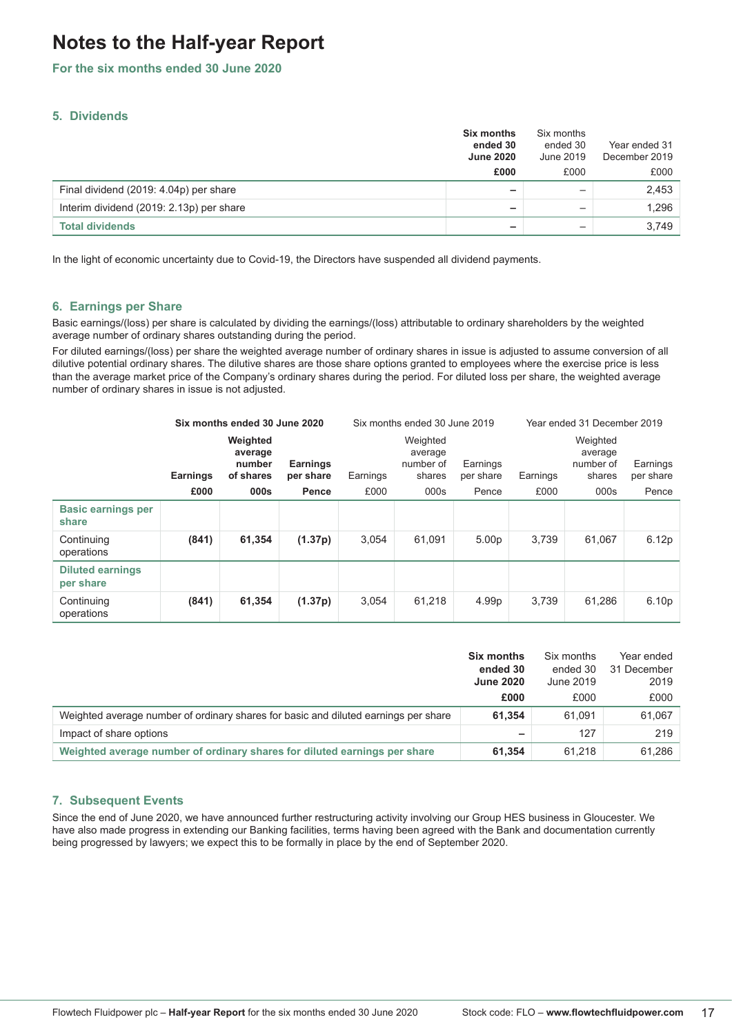# Notes to the Half-year Report

**For the six months ended 30 June 2020**

## 5. Dividends

| | **Six months ended 30 June 2020** | Six months ended 30 June 2019 | Year ended 31 December 2019 |
|---|---|---|---|
| | **£000** | £000 | £000 |
| Final dividend (2019: 4.04p) per share | **–** | – | 2,453 |
| Interim dividend (2019: 2.13p) per share | **–** | – | 1,296 |
| **Total dividends** | **–** | – | 3,749 |

In the light of economic uncertainty due to Covid-19, the Directors have suspended all dividend payments.

## 6. Earnings per Share

Basic earnings/(loss) per share is calculated by dividing the earnings/(loss) attributable to ordinary shareholders by the weighted average number of ordinary shares outstanding during the period.

For diluted earnings/(loss) per share the weighted average number of ordinary shares in issue is adjusted to assume conversion of all dilutive potential ordinary shares. The dilutive shares are those share options granted to employees where the exercise price is less than the average market price of the Company's ordinary shares during the period. For diluted loss per share, the weighted average number of ordinary shares in issue is not adjusted.

| | **Six months ended 30 June 2020** | | | Six months ended 30 June 2019 | | | Year ended 31 December 2019 | | |
|---|---|---|---|---|---|---|---|---|---|
| | **Earnings** | **Weighted average number of shares** | **Earnings per share** | Earnings | Weighted average number of shares | Earnings per share | Earnings | Weighted average number of shares | Earnings per share |
| | **£000** | **000s** | **Pence** | £000 | 000s | Pence | £000 | 000s | Pence |
| **Basic earnings per share** | | | | | | | | | |
| Continuing operations | **(841)** | **61,354** | **(1.37p)** | 3,054 | 61,091 | 5.00p | 3,739 | 61,067 | 6.12p |
| **Diluted earnings per share** | | | | | | | | | |
| Continuing operations | **(841)** | **61,354** | **(1.37p)** | 3,054 | 61,218 | 4.99p | 3,739 | 61,286 | 6.10p |

| | **Six months ended 30 June 2020** | Six months ended 30 June 2019 | Year ended 31 December 2019 |
|---|---|---|---|
| | **£000** | £000 | £000 |
| Weighted average number of ordinary shares for basic and diluted earnings per share | **61,354** | 61,091 | 61,067 |
| Impact of share options | **–** | 127 | 219 |
| **Weighted average number of ordinary shares for diluted earnings per share** | **61,354** | 61,218 | 61,286 |

## 7. Subsequent Events

Since the end of June 2020, we have announced further restructuring activity involving our Group HES business in Gloucester. We have also made progress in extending our Banking facilities, terms having been agreed with the Bank and documentation currently being progressed by lawyers; we expect this to be formally in place by the end of September 2020.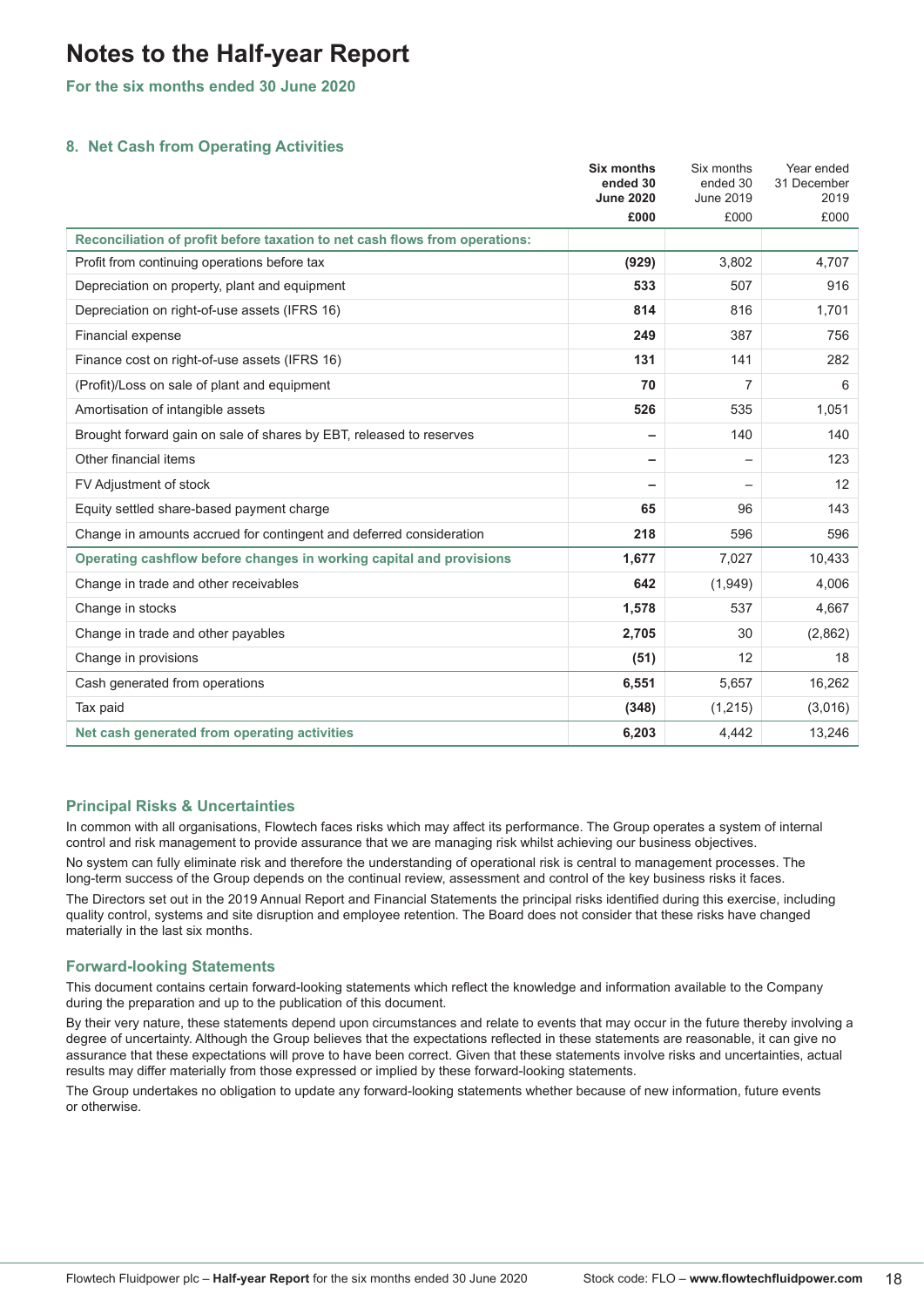# Notes to the Half-year Report

**For the six months ended 30 June 2020**

## 8. Net Cash from Operating Activities

| | **Six months ended 30 June 2020** | Six months ended 30 June 2019 | Year ended 31 December 2019 |
|---|---|---|---|
| | **£000** | £000 | £000 |
| **Reconciliation of profit before taxation to net cash flows from operations:** | | | |
| Profit from continuing operations before tax | **(929)** | 3,802 | 4,707 |
| Depreciation on property, plant and equipment | **533** | 507 | 916 |
| Depreciation on right-of-use assets (IFRS 16) | **814** | 816 | 1,701 |
| Financial expense | **249** | 387 | 756 |
| Finance cost on right-of-use assets (IFRS 16) | **131** | 141 | 282 |
| (Profit)/Loss on sale of plant and equipment | **70** | 7 | 6 |
| Amortisation of intangible assets | **526** | 535 | 1,051 |
| Brought forward gain on sale of shares by EBT, released to reserves | **–** | 140 | 140 |
| Other financial items | **–** | – | 123 |
| FV Adjustment of stock | **–** | – | 12 |
| Equity settled share-based payment charge | **65** | 96 | 143 |
| Change in amounts accrued for contingent and deferred consideration | **218** | 596 | 596 |
| **Operating cashflow before changes in working capital and provisions** | **1,677** | 7,027 | 10,433 |
| Change in trade and other receivables | **642** | (1,949) | 4,006 |
| Change in stocks | **1,578** | 537 | 4,667 |
| Change in trade and other payables | **2,705** | 30 | (2,862) |
| Change in provisions | **(51)** | 12 | 18 |
| Cash generated from operations | **6,551** | 5,657 | 16,262 |
| Tax paid | **(348)** | (1,215) | (3,016) |
| **Net cash generated from operating activities** | **6,203** | 4,442 | 13,246 |

## Principal Risks & Uncertainties

In common with all organisations, Flowtech faces risks which may affect its performance. The Group operates a system of internal control and risk management to provide assurance that we are managing risk whilst achieving our business objectives.

No system can fully eliminate risk and therefore the understanding of operational risk is central to management processes. The long-term success of the Group depends on the continual review, assessment and control of the key business risks it faces.

The Directors set out in the 2019 Annual Report and Financial Statements the principal risks identified during this exercise, including quality control, systems and site disruption and employee retention. The Board does not consider that these risks have changed materially in the last six months.

## Forward-looking Statements

This document contains certain forward-looking statements which reflect the knowledge and information available to the Company during the preparation and up to the publication of this document.

By their very nature, these statements depend upon circumstances and relate to events that may occur in the future thereby involving a degree of uncertainty. Although the Group believes that the expectations reflected in these statements are reasonable, it can give no assurance that these expectations will prove to have been correct. Given that these statements involve risks and uncertainties, actual results may differ materially from those expressed or implied by these forward-looking statements.

The Group undertakes no obligation to update any forward-looking statements whether because of new information, future events or otherwise.